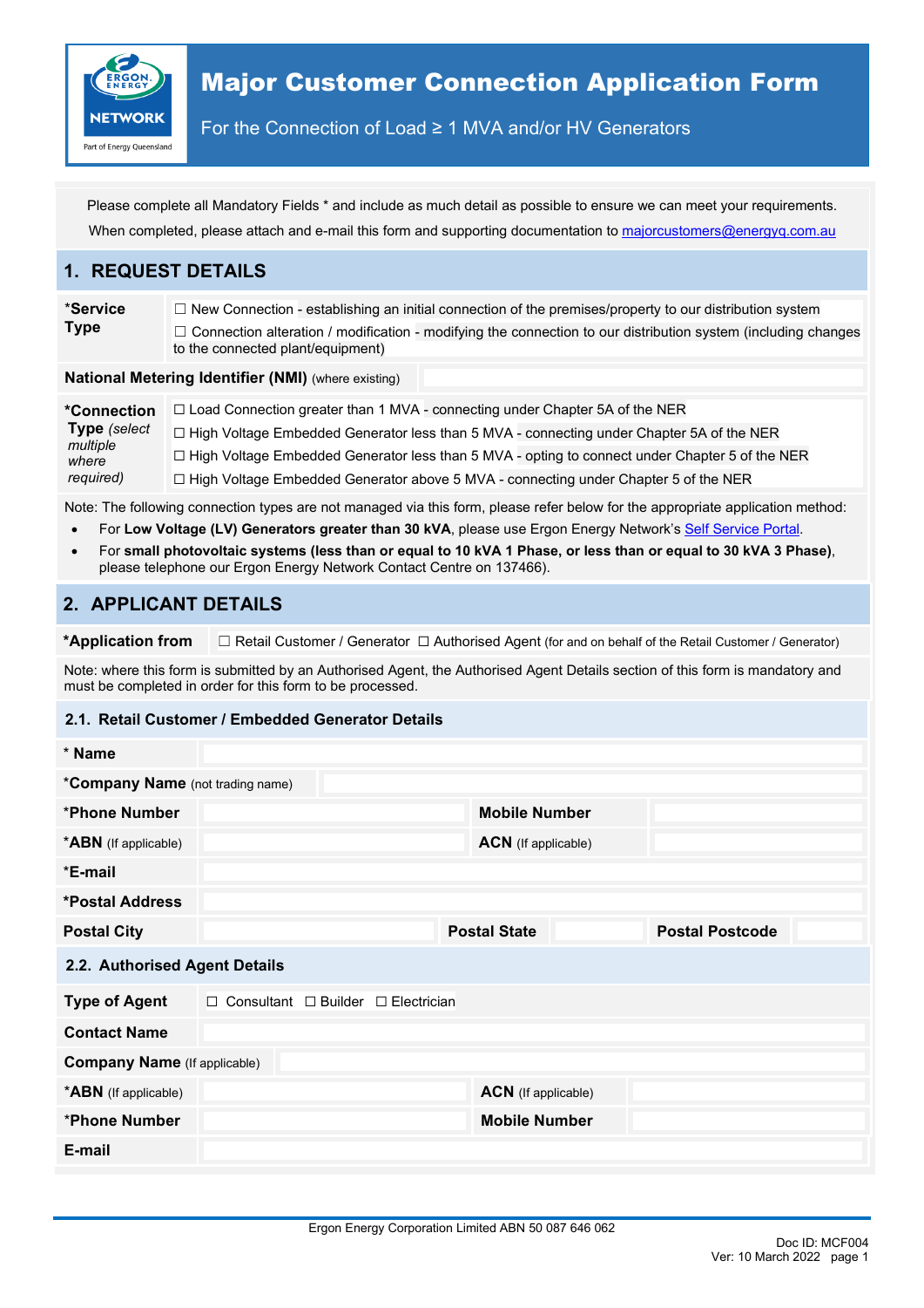# Major Customer Connection Application Form

For the Connection of Load ≥ 1 MVA and/or HV Generators

Please complete all Mandatory Fields * and include as much detail as possible to ensure we can meet your requirements.

When completed, please attach and e-mail this form and supporting documentation to majorcustomers@energyq.com.au

## 1. REQUEST DETAILS

| | |
|---|---|
| ***Service Type** | ☐ New Connection - establishing an initial connection of the premises/property to our distribution system<br>☐ Connection alteration / modification - modifying the connection to our distribution system (including changes to the connected plant/equipment) |
| **National Metering Identifier (NMI)** (where existing) | |
| ***Connection Type** *(select multiple where required)* | ☐ Load Connection greater than 1 MVA - connecting under Chapter 5A of the NER<br>☐ High Voltage Embedded Generator less than 5 MVA - connecting under Chapter 5A of the NER<br>☐ High Voltage Embedded Generator less than 5 MVA - opting to connect under Chapter 5 of the NER<br>☐ High Voltage Embedded Generator above 5 MVA - connecting under Chapter 5 of the NER |

Note: The following connection types are not managed via this form, please refer below for the appropriate application method:

- For **Low Voltage (LV) Generators greater than 30 kVA**, please use Ergon Energy Network's Self Service Portal.
- For **small photovoltaic systems (less than or equal to 10 kVA 1 Phase, or less than or equal to 30 kVA 3 Phase)**, please telephone our Ergon Energy Network Contact Centre on 137466).

## 2. APPLICANT DETAILS

| | |
|---|---|
| ***Application from** | ☐ Retail Customer / Generator ☐ Authorised Agent (for and on behalf of the Retail Customer / Generator) |

Note: where this form is submitted by an Authorised Agent, the Authorised Agent Details section of this form is mandatory and must be completed in order for this form to be processed.

### 2.1. Retail Customer / Embedded Generator Details

| | | | | | |
|---|---|---|---|---|---|
| *** Name** | | | | | |
| ***Company Name** (not trading name) | | | | | |
| ***Phone Number** | | **Mobile Number** | | | |
| ***ABN** (If applicable) | | **ACN** (If applicable) | | | |
| ***E-mail** | | | | | |
| ***Postal Address** | | | | | |
| **Postal City** | | **Postal State** | | **Postal Postcode** | |

### 2.2. Authorised Agent Details

| | | | |
|---|---|---|---|
| **Type of Agent** | ☐ Consultant ☐ Builder ☐ Electrician | | |
| **Contact Name** | | | |
| **Company Name** (If applicable) | | | |
| ***ABN** (If applicable) | | **ACN** (If applicable) | |
| ***Phone Number** | | **Mobile Number** | |
| **E-mail** | | | |

Ergon Energy Corporation Limited ABN 50 087 646 062

Doc ID: MCF004
Ver: 10 March 2022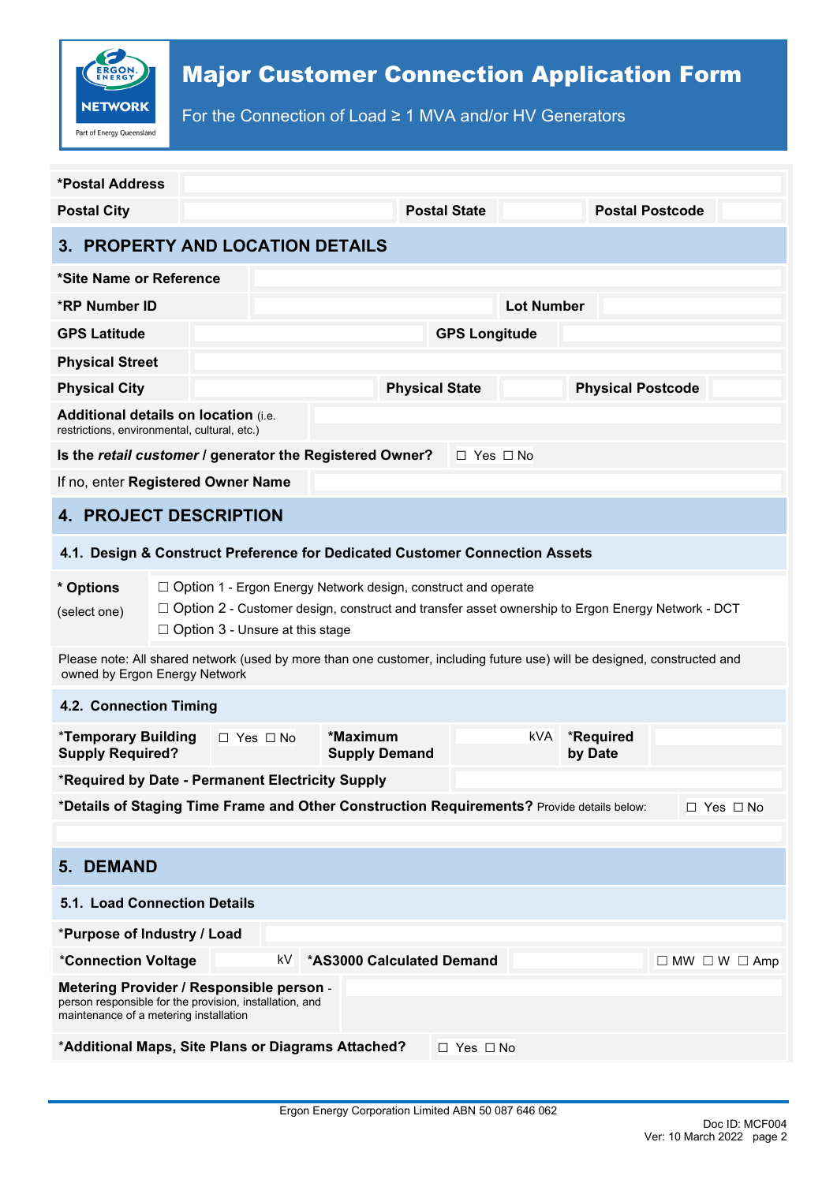# Major Customer Connection Application Form

For the Connection of Load ≥ 1 MVA and/or HV Generators

| *Postal Address | | | | | |
|---|---|---|---|---|---|
| Postal City | | Postal State | | Postal Postcode | |

## 3. PROPERTY AND LOCATION DETAILS

| *Site Name or Reference | | | | | |
|---|---|---|---|---|---|
| *RP Number ID | | Lot Number | | | |
| GPS Latitude | | GPS Longitude | | | |
| Physical Street | | | | | |
| Physical City | | Physical State | | Physical Postcode | |
| **Additional details on location** (i.e. restrictions, environmental, cultural, etc.) | | | | | |
| Is the ***retail customer*** / generator the Registered Owner? | ☐ Yes ☐ No | | | | |
| If no, enter **Registered Owner Name** | | | | | |

## 4. PROJECT DESCRIPTION

### 4.1. Design & Construct Preference for Dedicated Customer Connection Assets

**\* Options** (select one)

- ☐ Option 1 - Ergon Energy Network design, construct and operate
- ☐ Option 2 - Customer design, construct and transfer asset ownership to Ergon Energy Network - DCT
- ☐ Option 3 - Unsure at this stage

Please note: All shared network (used by more than one customer, including future use) will be designed, constructed and owned by Ergon Energy Network

### 4.2. Connection Timing

| *Temporary Building Supply Required? | ☐ Yes ☐ No | *Maximum Supply Demand | kVA | *Required by Date | |
|---|---|---|---|---|---|
| *Required by Date - Permanent Electricity Supply | | | | | |
| *Details of Staging Time Frame and Other Construction Requirements? Provide details below: | | | | | ☐ Yes ☐ No |
| | | | | | |

## 5. DEMAND

### 5.1. Load Connection Details

| *Purpose of Industry / Load | | | | |
|---|---|---|---|---|
| *Connection Voltage | kV | *AS3000 Calculated Demand | | ☐ MW ☐ W ☐ Amp |
| **Metering Provider / Responsible person** - person responsible for the provision, installation, and maintenance of a metering installation | | | | |
| *Additional Maps, Site Plans or Diagrams Attached? | ☐ Yes ☐ No | | | |

Ergon Energy Corporation Limited ABN 50 087 646 062

Doc ID: MCF004
Ver: 10 March 2022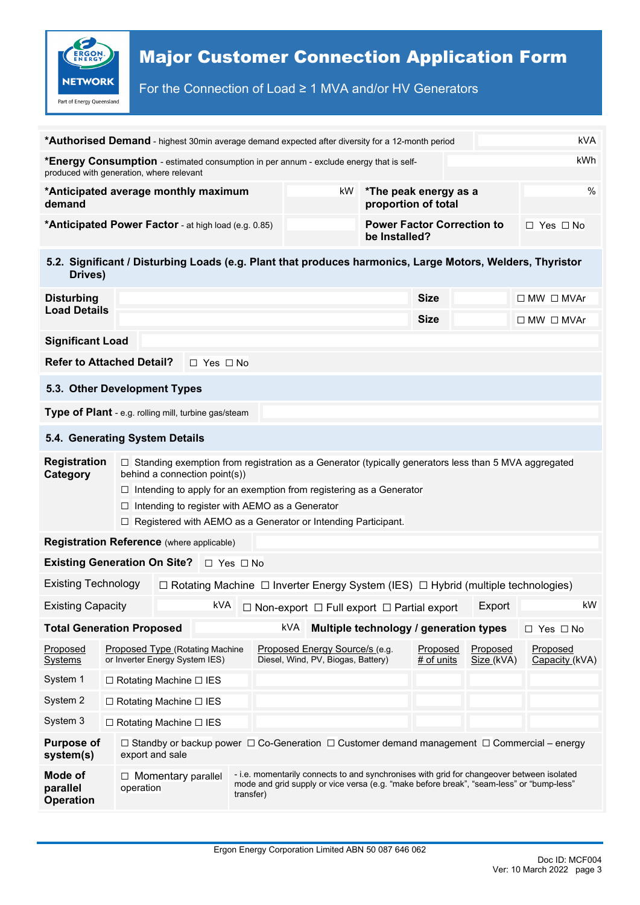# Major Customer Connection Application Form

For the Connection of Load ≥ 1 MVA and/or HV Generators

| | | | |
|---|---|---|---|
| ***Authorised Demand** - highest 30min average demand expected after diversity for a 12-month period | kVA | | |
| ***Energy Consumption** - estimated consumption in per annum - exclude energy that is self-produced with generation, where relevant | kWh | | |
| ***Anticipated average monthly maximum demand** | kW | ***The peak energy as a proportion of total** | % |
| ***Anticipated Power Factor** - at high load (e.g. 0.85) | | **Power Factor Correction to be Installed?** | ☐ Yes ☐ No |

## 5.2. Significant / Disturbing Loads (e.g. Plant that produces harmonics, Large Motors, Welders, Thyristor Drives)

| | | | | |
|---|---|---|---|---|
| **Disturbing Load Details** | | **Size** | | ☐ MW ☐ MVAr |
| | | **Size** | | ☐ MW ☐ MVAr |
| **Significant Load** | | | | |
| **Refer to Attached Detail?** | ☐ Yes ☐ No | | | |

## 5.3. Other Development Types

| | |
|---|---|
| **Type of Plant** - e.g. rolling mill, turbine gas/steam | |

## 5.4. Generating System Details

**Registration Category**

- ☐ Standing exemption from registration as a Generator (typically generators less than 5 MVA aggregated behind a connection point(s))
- ☐ Intending to apply for an exemption from registering as a Generator
- ☐ Intending to register with AEMO as a Generator
- ☐ Registered with AEMO as a Generator or Intending Participant.

| | |
|---|---|
| **Registration Reference** (where applicable) | |
| **Existing Generation On Site?** | ☐ Yes ☐ No |
| Existing Technology | ☐ Rotating Machine ☐ Inverter Energy System (IES) ☐ Hybrid (multiple technologies) |
| Existing Capacity | kVA ☐ Non-export ☐ Full export ☐ Partial export — Export: kW |
| **Total Generation Proposed** | kVA — **Multiple technology / generation types** ☐ Yes ☐ No |

| Proposed Systems | Proposed Type (Rotating Machine or Inverter Energy System IES) | Proposed Energy Source/s (e.g. Diesel, Wind, PV, Biogas, Battery) | Proposed # of units | Proposed Size (kVA) | Proposed Capacity (kVA) |
|---|---|---|---|---|---|
| System 1 | ☐ Rotating Machine ☐ IES | | | | |
| System 2 | ☐ Rotating Machine ☐ IES | | | | |
| System 3 | ☐ Rotating Machine ☐ IES | | | | |

| | | |
|---|---|---|
| **Purpose of system(s)** | ☐ Standby or backup power ☐ Co-Generation ☐ Customer demand management ☐ Commercial – energy export and sale | |
| **Mode of parallel Operation** | ☐ Momentary parallel operation | - i.e. momentarily connects to and synchronises with grid for changeover between isolated mode and grid supply or vice versa (e.g. "make before break", "seam-less" or "bump-less" transfer) |

Ergon Energy Corporation Limited ABN 50 087 646 062

Doc ID: MCF004
Ver: 10 March 2022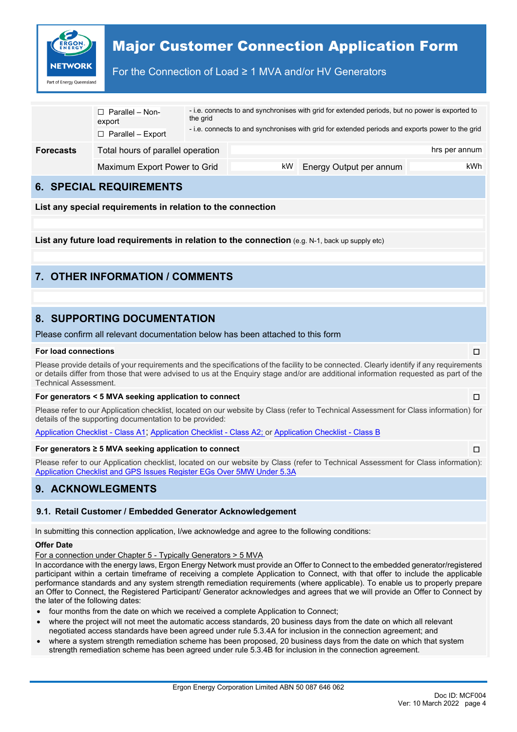| | | |
|---|---|---|
| | ☐ Parallel – Non-export | - i.e. connects to and synchronises with grid for extended periods, but no power is exported to the grid |
| | ☐ Parallel – Export | - i.e. connects to and synchronises with grid for extended periods and exports power to the grid |

| | | | | |
|---|---|---|---|---|
| **Forecasts** | Total hours of parallel operation | hrs per annum | | |
| | Maximum Export Power to Grid | kW | Energy Output per annum | kWh |

## 6. SPECIAL REQUIREMENTS

**List any special requirements in relation to the connection**

**List any future load requirements in relation to the connection** (e.g. N-1, back up supply etc)

## 7. OTHER INFORMATION / COMMENTS

## 8. SUPPORTING DOCUMENTATION

Please confirm all relevant documentation below has been attached to this form

**For load connections** ☐

Please provide details of your requirements and the specifications of the facility to be connected. Clearly identify if any requirements or details differ from those that were advised to us at the Enquiry stage and/or are additional information requested as part of the Technical Assessment.

**For generators < 5 MVA seeking application to connect** ☐

Please refer to our Application checklist, located on our website by Class (refer to Technical Assessment for Class information) for details of the supporting documentation to be provided:

Application Checklist - Class A1; Application Checklist - Class A2; or Application Checklist - Class B

**For generators ≥ 5 MVA seeking application to connect** ☐

Please refer to our Application checklist, located on our website by Class (refer to Technical Assessment for Class information): Application Checklist and GPS Issues Register EGs Over 5MW Under 5.3A

## 9. ACKNOWLEGMENTS

### 9.1. Retail Customer / Embedded Generator Acknowledgement

In submitting this connection application, I/we acknowledge and agree to the following conditions:

**Offer Date**

For a connection under Chapter 5 - Typically Generators > 5 MVA

In accordance with the energy laws, Ergon Energy Network must provide an Offer to Connect to the embedded generator/registered participant within a certain timeframe of receiving a complete Application to Connect, with that offer to include the applicable performance standards and any system strength remediation requirements (where applicable). To enable us to properly prepare an Offer to Connect, the Registered Participant/ Generator acknowledges and agrees that we will provide an Offer to Connect by the later of the following dates:

- four months from the date on which we received a complete Application to Connect;
- where the project will not meet the automatic access standards, 20 business days from the date on which all relevant negotiated access standards have been agreed under rule 5.3.4A for inclusion in the connection agreement; and
- where a system strength remediation scheme has been proposed, 20 business days from the date on which that system strength remediation scheme has been agreed under rule 5.3.4B for inclusion in the connection agreement.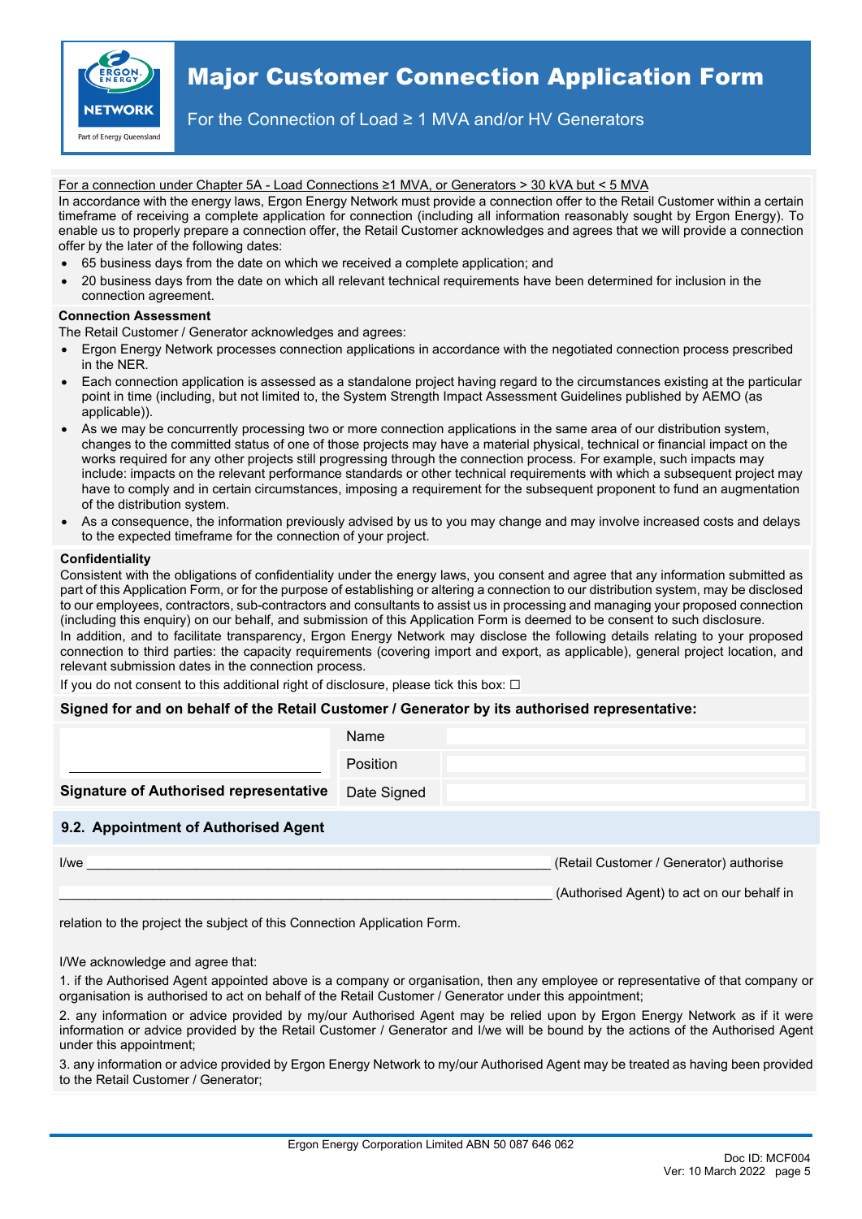# Major Customer Connection Application Form

For the Connection of Load ≥ 1 MVA and/or HV Generators

For a connection under Chapter 5A - Load Connections ≥1 MVA, or Generators > 30 kVA but < 5 MVA

In accordance with the energy laws, Ergon Energy Network must provide a connection offer to the Retail Customer within a certain timeframe of receiving a complete application for connection (including all information reasonably sought by Ergon Energy). To enable us to properly prepare a connection offer, the Retail Customer acknowledges and agrees that we will provide a connection offer by the later of the following dates:

- 65 business days from the date on which we received a complete application; and
- 20 business days from the date on which all relevant technical requirements have been determined for inclusion in the connection agreement.

**Connection Assessment**

The Retail Customer / Generator acknowledges and agrees:

- Ergon Energy Network processes connection applications in accordance with the negotiated connection process prescribed in the NER.
- Each connection application is assessed as a standalone project having regard to the circumstances existing at the particular point in time (including, but not limited to, the System Strength Impact Assessment Guidelines published by AEMO (as applicable)).
- As we may be concurrently processing two or more connection applications in the same area of our distribution system, changes to the committed status of one of those projects may have a material physical, technical or financial impact on the works required for any other projects still progressing through the connection process. For example, such impacts may include: impacts on the relevant performance standards or other technical requirements with which a subsequent project may have to comply and in certain circumstances, imposing a requirement for the subsequent proponent to fund an augmentation of the distribution system.
- As a consequence, the information previously advised by us to you may change and may involve increased costs and delays to the expected timeframe for the connection of your project.

**Confidentiality**

Consistent with the obligations of confidentiality under the energy laws, you consent and agree that any information submitted as part of this Application Form, or for the purpose of establishing or altering a connection to our distribution system, may be disclosed to our employees, contractors, sub-contractors and consultants to assist us in processing and managing your proposed connection (including this enquiry) on our behalf, and submission of this Application Form is deemed to be consent to such disclosure.

In addition, and to facilitate transparency, Ergon Energy Network may disclose the following details relating to your proposed connection to third parties: the capacity requirements (covering import and export, as applicable), general project location, and relevant submission dates in the connection process.

If you do not consent to this additional right of disclosure, please tick this box: ☐

**Signed for and on behalf of the Retail Customer / Generator by its authorised representative:**

| | | |
|---|---|---|
| ______________________________ | Name | |
| | Position | |
| **Signature of Authorised representative** | Date Signed | |

## 9.2. Appointment of Authorised Agent

I/we ______________________________ (Retail Customer / Generator) authorise

______________________________ (Authorised Agent) to act on our behalf in

relation to the project the subject of this Connection Application Form.

I/We acknowledge and agree that:

1. if the Authorised Agent appointed above is a company or organisation, then any employee or representative of that company or organisation is authorised to act on behalf of the Retail Customer / Generator under this appointment;

2. any information or advice provided by my/our Authorised Agent may be relied upon by Ergon Energy Network as if it were information or advice provided by the Retail Customer / Generator and I/we will be bound by the actions of the Authorised Agent under this appointment;

3. any information or advice provided by Ergon Energy Network to my/our Authorised Agent may be treated as having been provided to the Retail Customer / Generator;

Ergon Energy Corporation Limited ABN 50 087 646 062

Doc ID: MCF004
Ver: 10 March 2022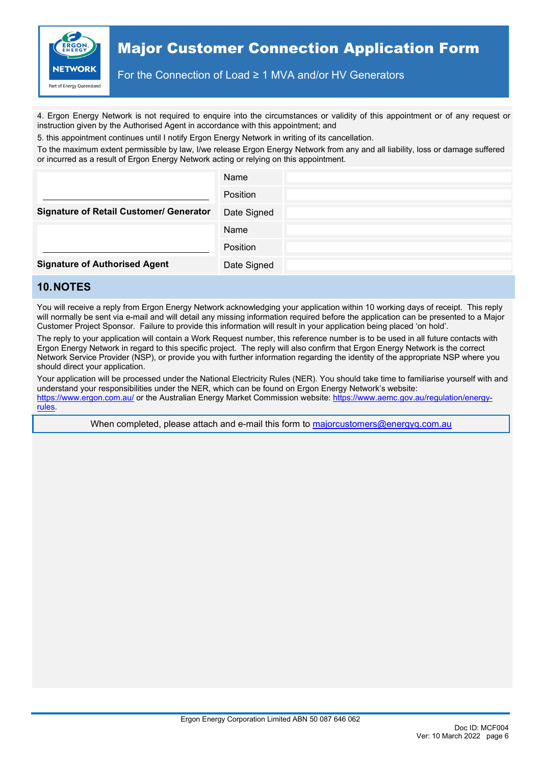4. Ergon Energy Network is not required to enquire into the circumstances or validity of this appointment or of any request or instruction given by the Authorised Agent in accordance with this appointment; and

5. this appointment continues until I notify Ergon Energy Network in writing of its cancellation.

To the maximum extent permissible by law, I/we release Ergon Energy Network from any and all liability, loss or damage suffered or incurred as a result of Ergon Energy Network acting or relying on this appointment.

| | | |
|---|---|---|
| | Name | |
| | Position | |
| **Signature of Retail Customer/ Generator** | Date Signed | |
| | Name | |
| | Position | |
| **Signature of Authorised Agent** | Date Signed | |

## 10. NOTES

You will receive a reply from Ergon Energy Network acknowledging your application within 10 working days of receipt. This reply will normally be sent via e-mail and will detail any missing information required before the application can be presented to a Major Customer Project Sponsor. Failure to provide this information will result in your application being placed 'on hold'.

The reply to your application will contain a Work Request number, this reference number is to be used in all future contacts with Ergon Energy Network in regard to this specific project. The reply will also confirm that Ergon Energy Network is the correct Network Service Provider (NSP), or provide you with further information regarding the identity of the appropriate NSP where you should direct your application.

Your application will be processed under the National Electricity Rules (NER). You should take time to familiarise yourself with and understand your responsibilities under the NER, which can be found on Ergon Energy Network's website: https://www.ergon.com.au/ or the Australian Energy Market Commission website: https://www.aemc.gov.au/regulation/energy-rules.

When completed, please attach and e-mail this form to majorcustomers@energyq.com.au